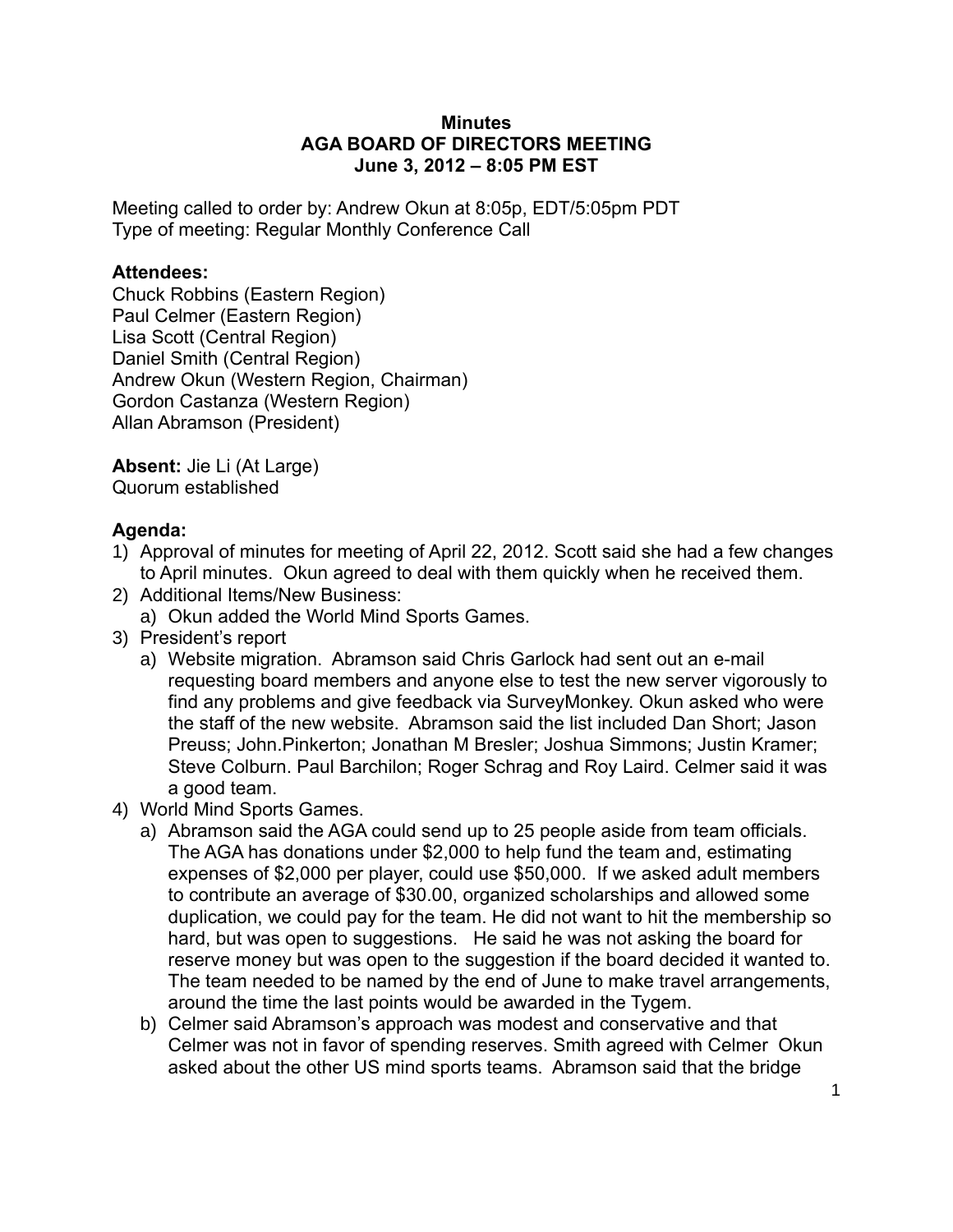**Minutes**
**AGA BOARD OF DIRECTORS MEETING**
**June 3, 2012 – 8:05 PM EST**

Meeting called to order by: Andrew Okun at 8:05p, EDT/5:05pm PDT
Type of meeting: Regular Monthly Conference Call

**Attendees:**
Chuck Robbins (Eastern Region)
Paul Celmer (Eastern Region)
Lisa Scott (Central Region)
Daniel Smith (Central Region)
Andrew Okun (Western Region, Chairman)
Gordon Castanza (Western Region)
Allan Abramson (President)

**Absent:** Jie Li (At Large)
Quorum established

**Agenda:**

1) Approval of minutes for meeting of April 22, 2012. Scott said she had a few changes to April minutes. Okun agreed to deal with them quickly when he received them.
2) Additional Items/New Business:
   a) Okun added the World Mind Sports Games.
3) President's report
   a) Website migration. Abramson said Chris Garlock had sent out an e-mail requesting board members and anyone else to test the new server vigorously to find any problems and give feedback via SurveyMonkey. Okun asked who were the staff of the new website. Abramson said the list included Dan Short; Jason Preuss; John.Pinkerton; Jonathan M Bresler; Joshua Simmons; Justin Kramer; Steve Colburn. Paul Barchilon; Roger Schrag and Roy Laird. Celmer said it was a good team.
4) World Mind Sports Games.
   a) Abramson said the AGA could send up to 25 people aside from team officials. The AGA has donations under $2,000 to help fund the team and, estimating expenses of $2,000 per player, could use $50,000. If we asked adult members to contribute an average of $30.00, organized scholarships and allowed some duplication, we could pay for the team. He did not want to hit the membership so hard, but was open to suggestions. He said he was not asking the board for reserve money but was open to the suggestion if the board decided it wanted to. The team needed to be named by the end of June to make travel arrangements, around the time the last points would be awarded in the Tygem.
   b) Celmer said Abramson's approach was modest and conservative and that Celmer was not in favor of spending reserves. Smith agreed with Celmer Okun asked about the other US mind sports teams. Abramson said that the bridge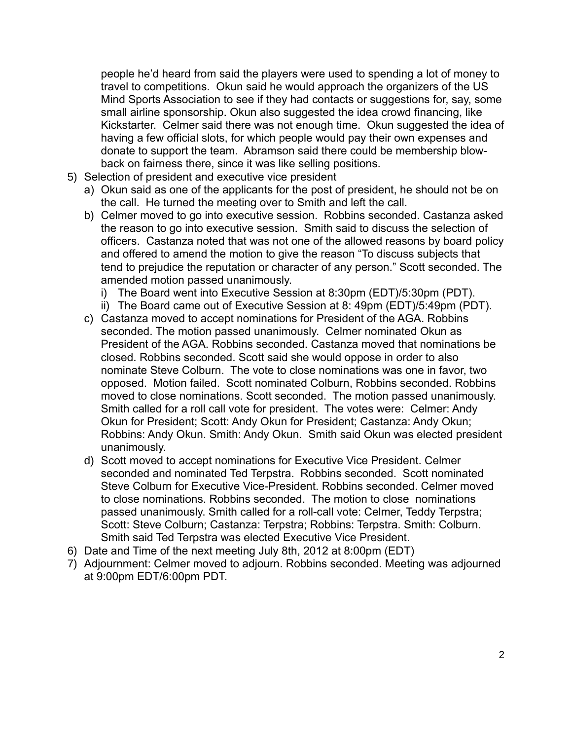people he'd heard from said the players were used to spending a lot of money to travel to competitions. Okun said he would approach the organizers of the US Mind Sports Association to see if they had contacts or suggestions for, say, some small airline sponsorship. Okun also suggested the idea crowd financing, like Kickstarter. Celmer said there was not enough time. Okun suggested the idea of having a few official slots, for which people would pay their own expenses and donate to support the team. Abramson said there could be membership blow-back on fairness there, since it was like selling positions.

5) Selection of president and executive vice president
   a) Okun said as one of the applicants for the post of president, he should not be on the call. He turned the meeting over to Smith and left the call.
   b) Celmer moved to go into executive session. Robbins seconded. Castanza asked the reason to go into executive session. Smith said to discuss the selection of officers. Castanza noted that was not one of the allowed reasons by board policy and offered to amend the motion to give the reason "To discuss subjects that tend to prejudice the reputation or character of any person." Scott seconded. The amended motion passed unanimously.
      i) The Board went into Executive Session at 8:30pm (EDT)/5:30pm (PDT).
      ii) The Board came out of Executive Session at 8: 49pm (EDT)/5:49pm (PDT).
   c) Castanza moved to accept nominations for President of the AGA. Robbins seconded. The motion passed unanimously. Celmer nominated Okun as President of the AGA. Robbins seconded. Castanza moved that nominations be closed. Robbins seconded. Scott said she would oppose in order to also nominate Steve Colburn. The vote to close nominations was one in favor, two opposed. Motion failed. Scott nominated Colburn, Robbins seconded. Robbins moved to close nominations. Scott seconded. The motion passed unanimously. Smith called for a roll call vote for president. The votes were: Celmer: Andy Okun for President; Scott: Andy Okun for President; Castanza: Andy Okun; Robbins: Andy Okun. Smith: Andy Okun. Smith said Okun was elected president unanimously.
   d) Scott moved to accept nominations for Executive Vice President. Celmer seconded and nominated Ted Terpstra. Robbins seconded. Scott nominated Steve Colburn for Executive Vice-President. Robbins seconded. Celmer moved to close nominations. Robbins seconded. The motion to close nominations passed unanimously. Smith called for a roll-call vote: Celmer, Teddy Terpstra; Scott: Steve Colburn; Castanza: Terpstra; Robbins: Terpstra. Smith: Colburn. Smith said Ted Terpstra was elected Executive Vice President.
6) Date and Time of the next meeting July 8th, 2012 at 8:00pm (EDT)
7) Adjournment: Celmer moved to adjourn. Robbins seconded. Meeting was adjourned at 9:00pm EDT/6:00pm PDT.